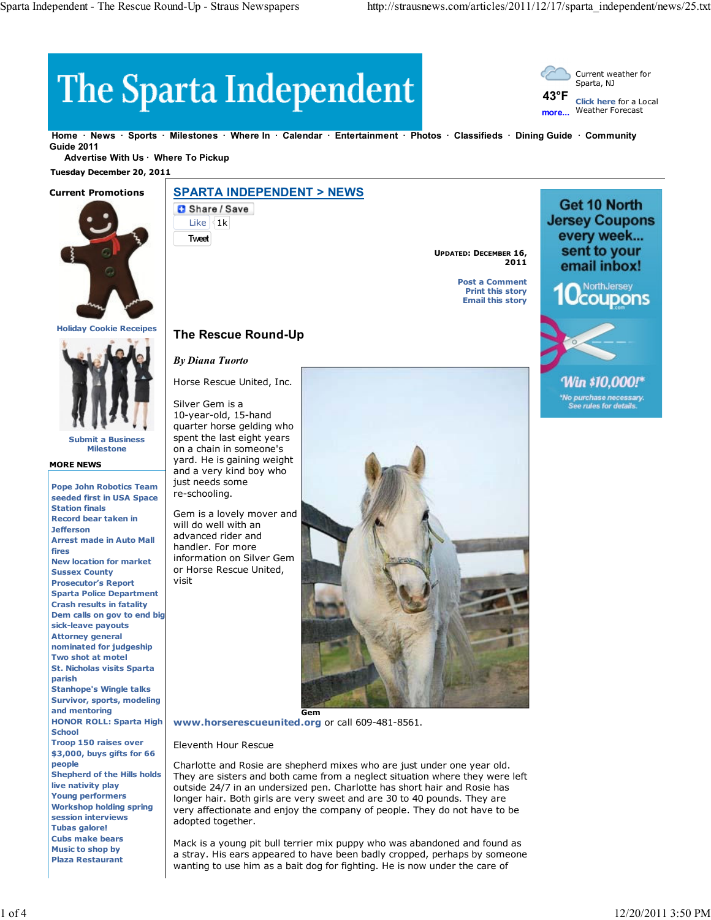# The Sparta Independent

Current weather for Sparta, NJ

43°F

more...

Click here for a Local Weather Forecast

Home · News · Sports · Milestones · Where In · Calendar · Entertainment · Photos · Classifieds · Dining Guide · Community Guide 2011

Advertise With Us · Where To Pickup

Tuesday December 20, 2011

**Current Promotions**

Holiday Cookie Receipes

Submit a Business Milestone

**MORE NEWS**

- Pope John Robotics Team seeded first in USA Space Station finals
- Record bear taken in Jefferson
- Arrest made in Auto Mall fires
- New location for market
- Sussex County Prosecutor's Report
- Sparta Police Department
- Crash results in fatality
- Dem calls on gov to end big sick-leave payouts
- Attorney general nominated for judgeship
- Two shot at motel
- St. Nicholas visits Sparta parish
- Stanhope's Wingle talks
- Survivor, sports, modeling and mentoring
- HONOR ROLL: Sparta High School
- Troop 150 raises over $3,000, buys gifts for 66 people
- Shepherd of the Hills holds live nativity play
- Young performers
- Workshop holding spring session interviews
- Tubas galore!
- Cubs make bears
- Music to shop by
- Plaza Restaurant

## SPARTA INDEPENDENT > NEWS

Share / Save

Like 1k

Tweet

UPDATED: DECEMBER 16, 2011

Post a Comment
Print this story
Email this story

Get 10 North Jersey Coupons every week... sent to your email inbox! 10 NorthJersey coupons.com Win $10,000!* *No purchase necessary. See rules for details.

## The Rescue Round-Up

*By Diana Tuorto*

Horse Rescue United, Inc.

Silver Gem is a 10-year-old, 15-hand quarter horse gelding who spent the last eight years on a chain in someone's yard. He is gaining weight and a very kind boy who just needs some re-schooling.

Gem is a lovely mover and will do well with an advanced rider and handler. For more information on Silver Gem or Horse Rescue United, visit www.horserescueunited.org or call 609-481-8561.

Gem

Eleventh Hour Rescue

Charlotte and Rosie are shepherd mixes who are just under one year old. They are sisters and both came from a neglect situation where they were left outside 24/7 in an undersized pen. Charlotte has short hair and Rosie has longer hair. Both girls are very sweet and are 30 to 40 pounds. They are very affectionate and enjoy the company of people. They do not have to be adopted together.

Mack is a young pit bull terrier mix puppy who was abandoned and found as a stray. His ears appeared to have been badly cropped, perhaps by someone wanting to use him as a bait dog for fighting. He is now under the care of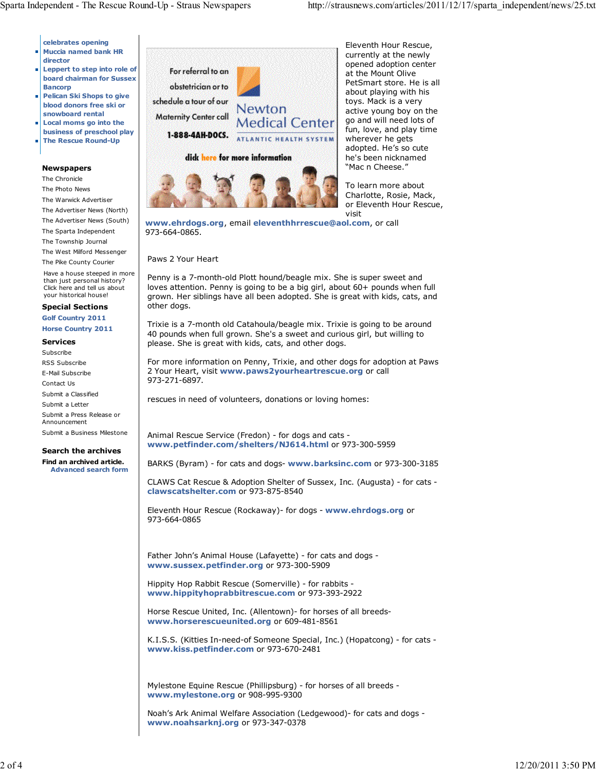- celebrates opening
- Muccia named bank HR director
- Leppert to step into role of board chairman for Sussex Bancorp
- Pelican Ski Shops to give blood donors free ski or snowboard rental
- Local moms go into the business of preschool play
- The Rescue Round-Up

**Newspapers**

The Chronicle
The Photo News
The Warwick Advertiser
The Advertiser News (North)
The Advertiser News (South)
The Sparta Independent
The Township Journal
The West Milford Messenger
The Pike County Courier

Have a house steeped in more than just personal history? Click here and tell us about your historical house!

**Special Sections**

Golf Country 2011
Horse Country 2011

**Services**

Subscribe
RSS Subscribe
E-Mail Subscribe
Contact Us
Submit a Classified
Submit a Letter
Submit a Press Release or Announcement
Submit a Business Milestone

**Search the archives**

**Find an archived article.**
Advanced search form

For referral to an obstetrician or to schedule a tour of our Maternity Center call 1-888-4AH-DOCS. Newton Medical Center ATLANTIC HEALTH SYSTEM click here for more information

Eleventh Hour Rescue, currently at the newly opened adoption center at the Mount Olive PetSmart store. He is all about playing with his toys. Mack is a very active young boy on the go and will need lots of fun, love, and play time wherever he gets adopted. He's so cute he's been nicknamed "Mac n Cheese."

To learn more about Charlotte, Rosie, Mack, or Eleventh Hour Rescue, visit **www.ehrdogs.org**, email **eleventhhrrescue@aol.com**, or call 973-664-0865.

Paws 2 Your Heart

Penny is a 7-month-old Plott hound/beagle mix. She is super sweet and loves attention. Penny is going to be a big girl, about 60+ pounds when full grown. Her siblings have all been adopted. She is great with kids, cats, and other dogs.

Trixie is a 7-month old Catahoula/beagle mix. Trixie is going to be around 40 pounds when full grown. She's a sweet and curious girl, but willing to please. She is great with kids, cats, and other dogs.

For more information on Penny, Trixie, and other dogs for adoption at Paws 2 Your Heart, visit **www.paws2yourheartrescue.org** or call 973-271-6897.

rescues in need of volunteers, donations or loving homes:

Animal Rescue Service (Fredon) - for dogs and cats - **www.petfinder.com/shelters/NJ614.html** or 973-300-5959

BARKS (Byram) - for cats and dogs- **www.barksinc.com** or 973-300-3185

CLAWS Cat Rescue & Adoption Shelter of Sussex, Inc. (Augusta) - for cats - **clawscatshelter.com** or 973-875-8540

Eleventh Hour Rescue (Rockaway)- for dogs - **www.ehrdogs.org** or 973-664-0865

Father John's Animal House (Lafayette) - for cats and dogs - **www.sussex.petfinder.org** or 973-300-5909

Hippity Hop Rabbit Rescue (Somerville) - for rabbits - **www.hippityhoprabbitrescue.com** or 973-393-2922

Horse Rescue United, Inc. (Allentown)- for horses of all breeds- **www.horserescueunited.org** or 609-481-8561

K.I.S.S. (Kitties In-need-of Someone Special, Inc.) (Hopatcong) - for cats - **www.kiss.petfinder.com** or 973-670-2481

Mylestone Equine Rescue (Phillipsburg) - for horses of all breeds - **www.mylestone.org** or 908-995-9300

Noah's Ark Animal Welfare Association (Ledgewood)- for cats and dogs - **www.noahsarknj.org** or 973-347-0378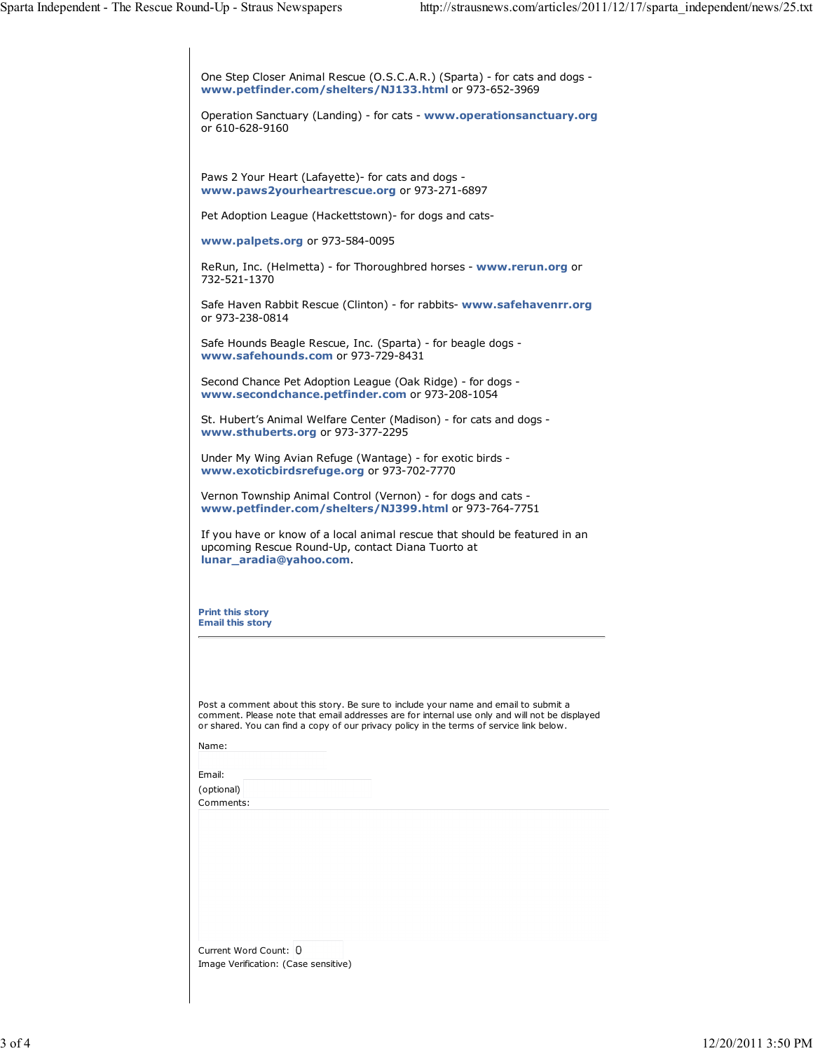One Step Closer Animal Rescue (O.S.C.A.R.) (Sparta) - for cats and dogs - **www.petfinder.com/shelters/NJ133.html** or 973-652-3969

Operation Sanctuary (Landing) - for cats - **www.operationsanctuary.org** or 610-628-9160

Paws 2 Your Heart (Lafayette)- for cats and dogs - **www.paws2yourheartrescue.org** or 973-271-6897

Pet Adoption League (Hackettstown)- for dogs and cats-

**www.palpets.org** or 973-584-0095

ReRun, Inc. (Helmetta) - for Thoroughbred horses - **www.rerun.org** or 732-521-1370

Safe Haven Rabbit Rescue (Clinton) - for rabbits- **www.safehavenrr.org** or 973-238-0814

Safe Hounds Beagle Rescue, Inc. (Sparta) - for beagle dogs - **www.safehounds.com** or 973-729-8431

Second Chance Pet Adoption League (Oak Ridge) - for dogs - **www.secondchance.petfinder.com** or 973-208-1054

St. Hubert's Animal Welfare Center (Madison) - for cats and dogs - **www.sthuberts.org** or 973-377-2295

Under My Wing Avian Refuge (Wantage) - for exotic birds - **www.exoticbirdsrefuge.org** or 973-702-7770

Vernon Township Animal Control (Vernon) - for dogs and cats - **www.petfinder.com/shelters/NJ399.html** or 973-764-7751

If you have or know of a local animal rescue that should be featured in an upcoming Rescue Round-Up, contact Diana Tuorto at **lunar_aradia@yahoo.com**.

**Print this story**
**Email this story**

---

Post a comment about this story. Be sure to include your name and email to submit a comment. Please note that email addresses are for internal use only and will not be displayed or shared. You can find a copy of our privacy policy in the terms of service link below.

Name:

Email:
(optional)
Comments:

Current Word Count: 0
Image Verification: (Case sensitive)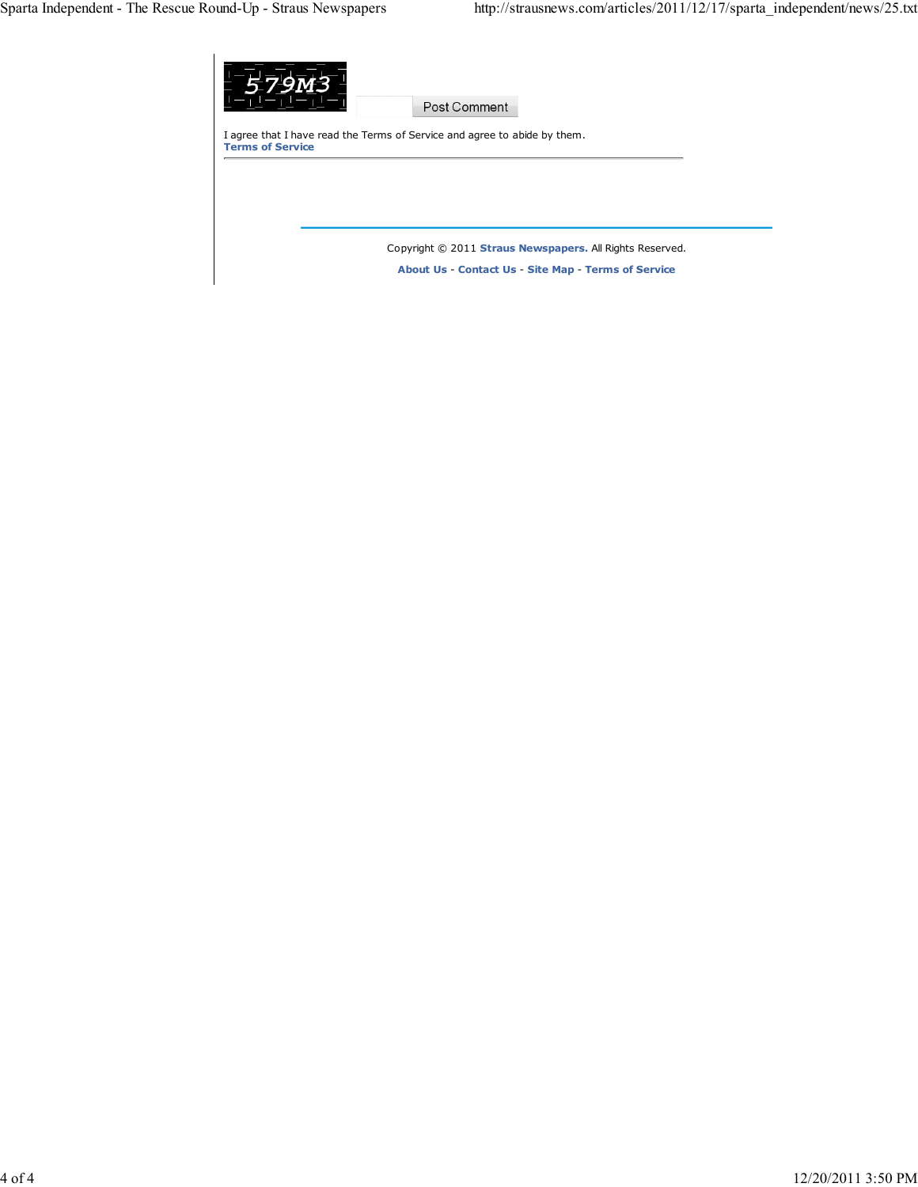579M3

Post Comment

I agree that I have read the Terms of Service and agree to abide by them.
**Terms of Service**

---

Copyright © 2011 **Straus Newspapers.** All Rights Reserved.

**About Us** - **Contact Us** - **Site Map** - **Terms of Service**